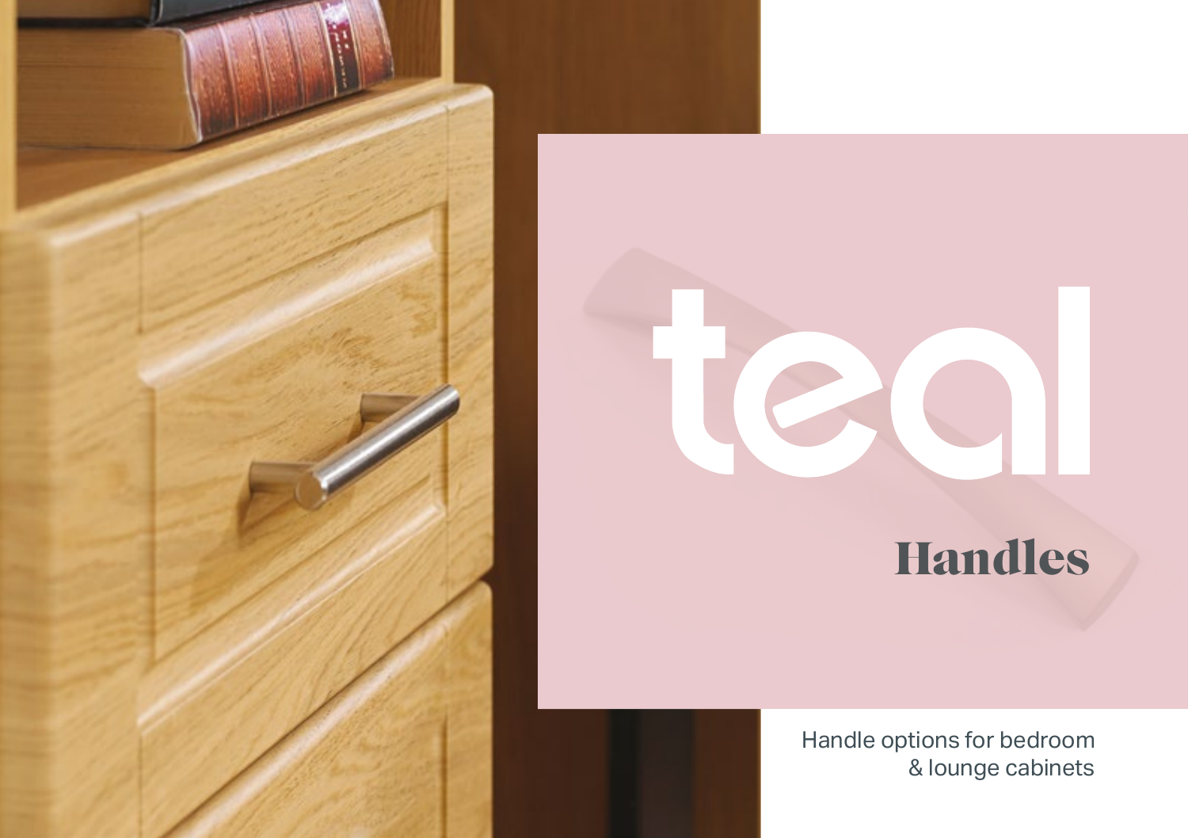# teal

## Handles

Handle options for bedroom & lounge cabinets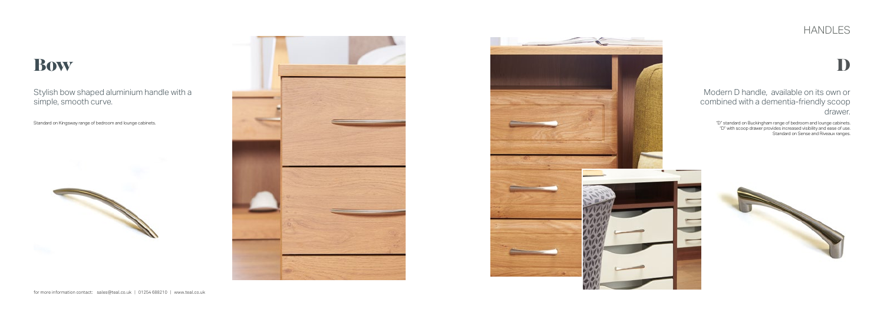## HANDLES

# Bow

Stylish bow shaped aluminium handle with a simple, smooth curve.

Standard on Kingsway range of bedroom and lounge cabinets.

# D

Modern D handle, available on its own or combined with a dementia-friendly scoop drawer.

"D" standard on Buckingham range of bedroom and lounge cabinets.
"D" with scoop drawer provides increased visibility and ease of use.
Standard on Sense and Riveaux ranges.

for more information contact: sales@teal.co.uk | 01254 688210 | www.teal.co.uk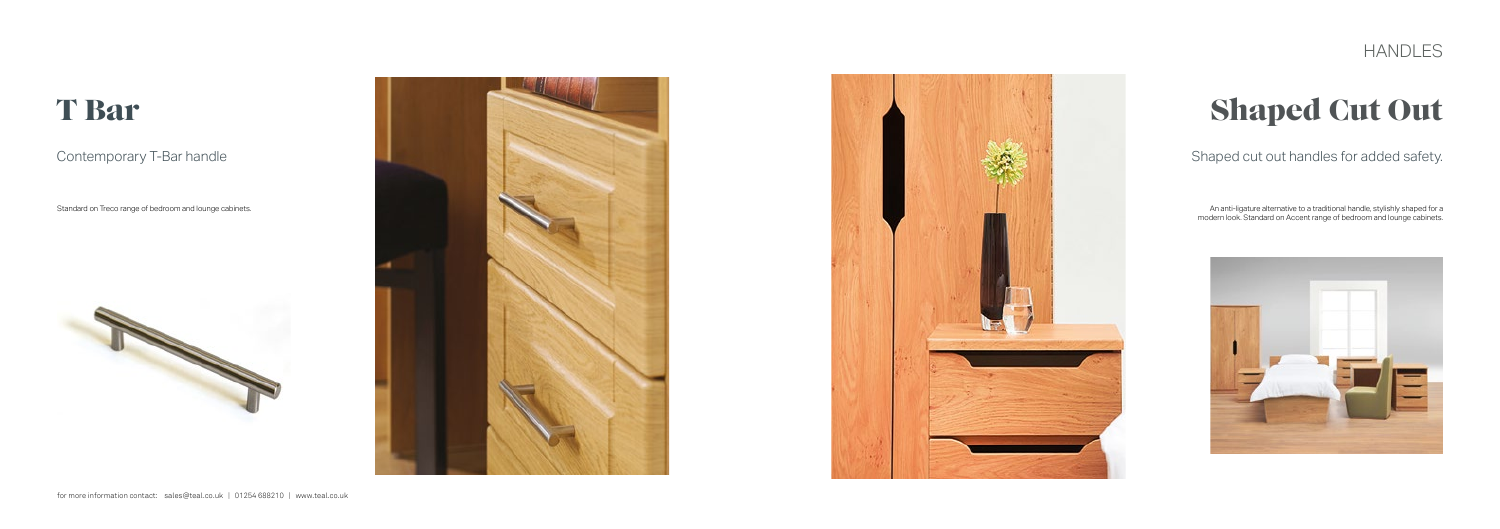# T Bar

Contemporary T-Bar handle

Standard on Treco range of bedroom and lounge cabinets.

# Shaped Cut Out

Shaped cut out handles for added safety.

An anti-ligature alternative to a traditional handle, stylishly shaped for a modern look. Standard on Accent range of bedroom and lounge cabinets.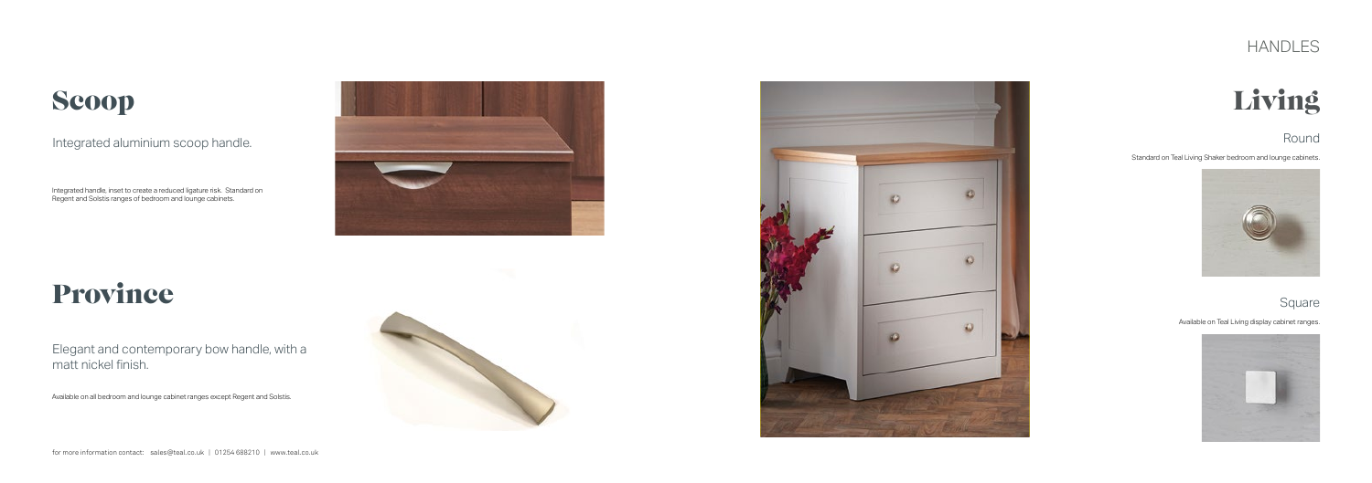# HANDLES

## Scoop

Integrated aluminium scoop handle.

Integrated handle, inset to create a reduced ligature risk. Standard on Regent and Solstis ranges of bedroom and lounge cabinets.

## Province

Elegant and contemporary bow handle, with a matt nickel finish.

Available on all bedroom and lounge cabinet ranges except Regent and Solstis.

## Living

### Round

Standard on Teal Living Shaker bedroom and lounge cabinets.

### Square

Available on Teal Living display cabinet ranges.

for more information contact: sales@teal.co.uk | 01254 688210 | www.teal.co.uk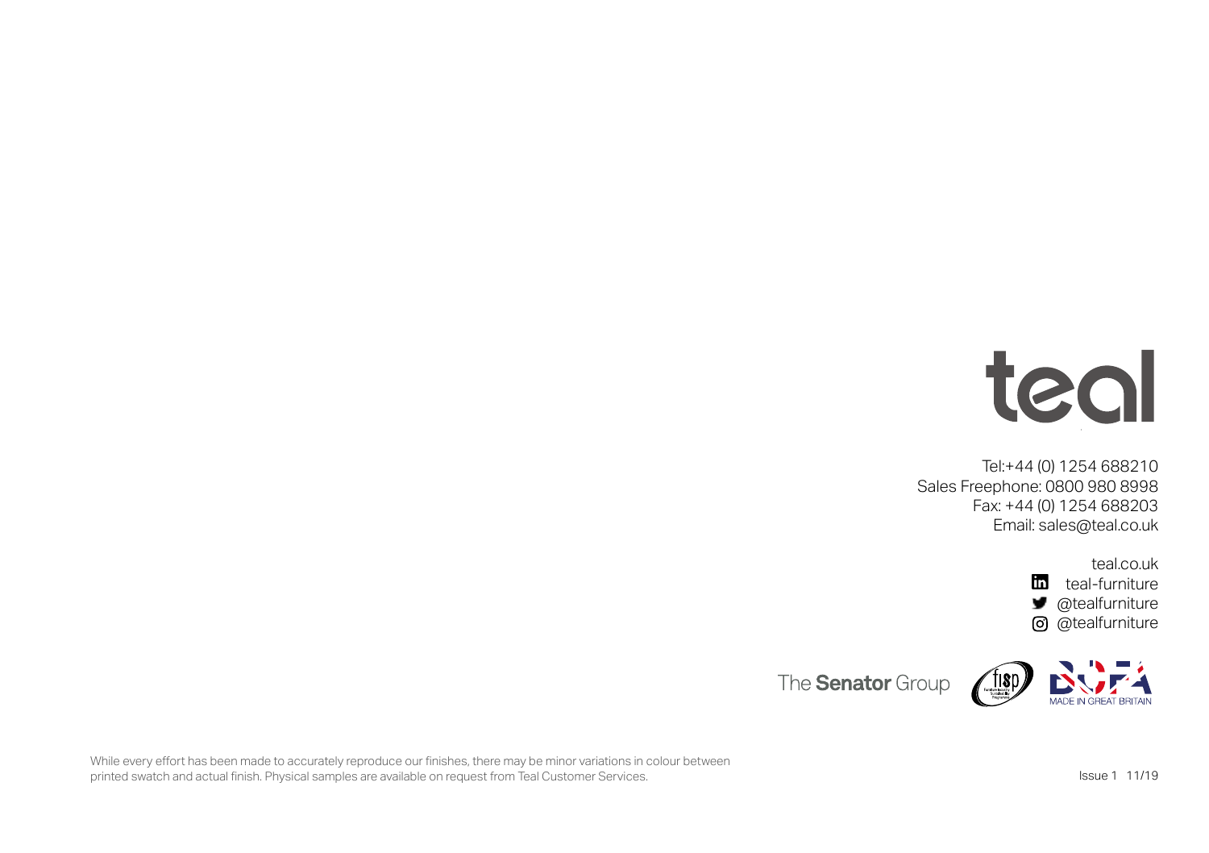teal

Tel:+44 (0) 1254 688210
Sales Freephone: 0800 980 8998
Fax: +44 (0) 1254 688203
Email: sales@teal.co.uk

teal.co.uk
teal-furniture
@tealfurniture
@tealfurniture

The **Senator** Group

MADE IN GREAT BRITAIN

While every effort has been made to accurately reproduce our finishes, there may be minor variations in colour between printed swatch and actual finish. Physical samples are available on request from Teal Customer Services.

Issue 1 11/19